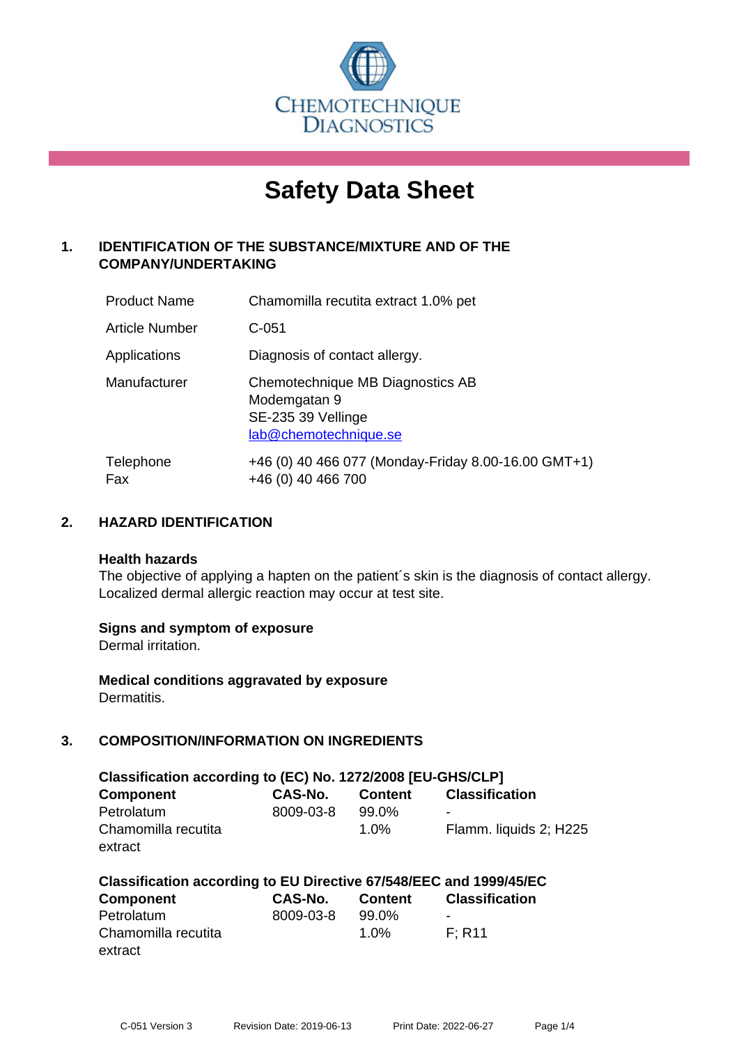CHEMOTECHNIQUE DIAGNOSTICS

# Safety Data Sheet

## 1. IDENTIFICATION OF THE SUBSTANCE/MIXTURE AND OF THE COMPANY/UNDERTAKING

| | |
|---|---|
| Product Name | Chamomilla recutita extract 1.0% pet |
| Article Number | C-051 |
| Applications | Diagnosis of contact allergy. |
| Manufacturer | Chemotechnique MB Diagnostics AB<br>Modemgatan 9<br>SE-235 39 Vellinge<br>lab@chemotechnique.se |
| Telephone<br>Fax | +46 (0) 40 466 077 (Monday-Friday 8.00-16.00 GMT+1)<br>+46 (0) 40 466 700 |

## 2. HAZARD IDENTIFICATION

**Health hazards**
The objective of applying a hapten on the patient´s skin is the diagnosis of contact allergy. Localized dermal allergic reaction may occur at test site.

**Signs and symptom of exposure**
Dermal irritation.

**Medical conditions aggravated by exposure**
Dermatitis.

## 3. COMPOSITION/INFORMATION ON INGREDIENTS

**Classification according to (EC) No. 1272/2008 [EU-GHS/CLP]**

| Component | CAS-No. | Content | Classification |
|---|---|---|---|
| Petrolatum | 8009-03-8 | 99.0% | - |
| Chamomilla recutita extract | | 1.0% | Flamm. liquids 2; H225 |

**Classification according to EU Directive 67/548/EEC and 1999/45/EC**

| Component | CAS-No. | Content | Classification |
|---|---|---|---|
| Petrolatum | 8009-03-8 | 99.0% | - |
| Chamomilla recutita extract | | 1.0% | F; R11 |

C-051 Version 3 Revision Date: 2019-06-13 Print Date: 2022-06-27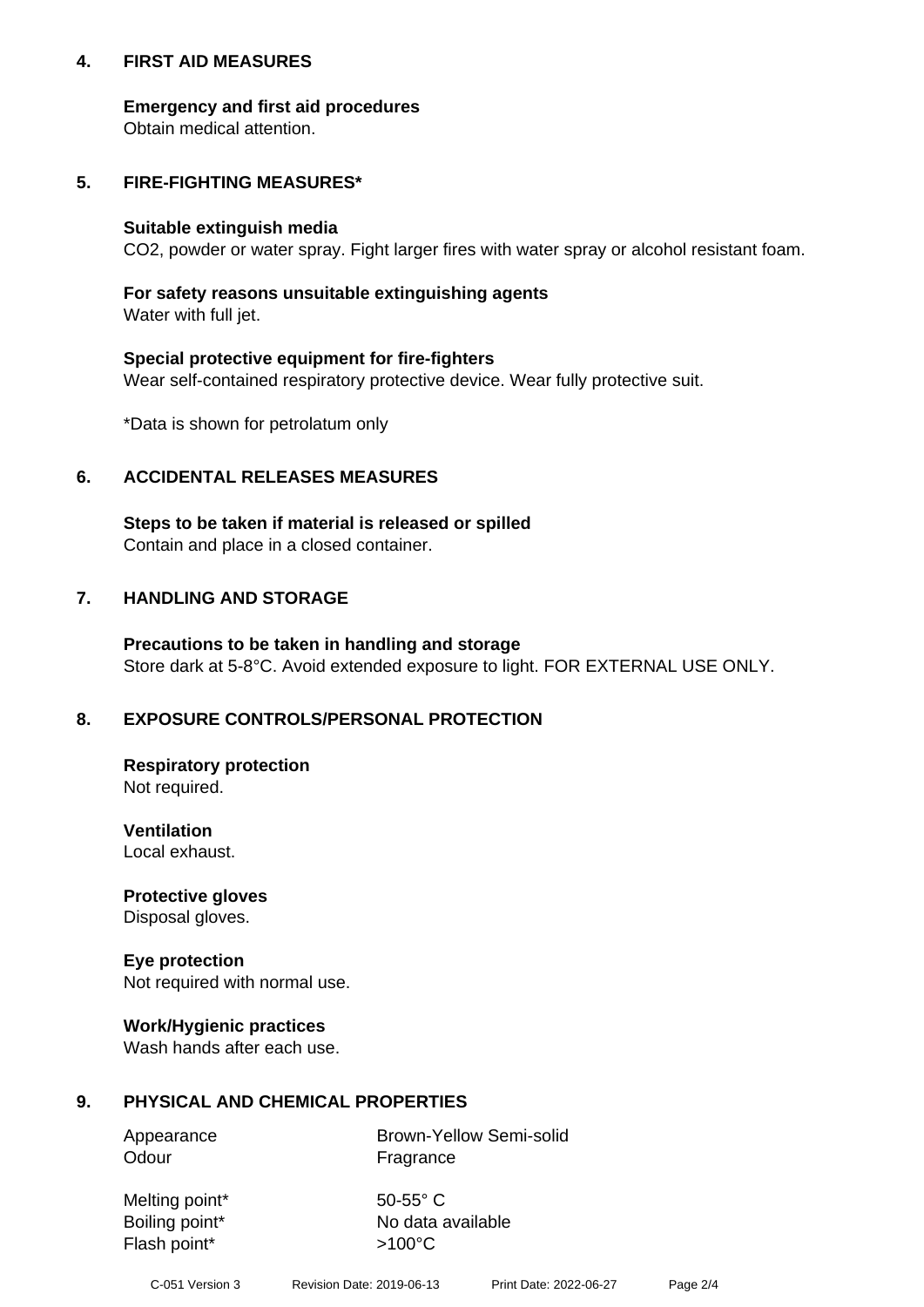## 4. FIRST AID MEASURES

**Emergency and first aid procedures**
Obtain medical attention.

## 5. FIRE-FIGHTING MEASURES*

**Suitable extinguish media**
$CO_2$, powder or water spray. Fight larger fires with water spray or alcohol resistant foam.

**For safety reasons unsuitable extinguishing agents**
Water with full jet.

**Special protective equipment for fire-fighters**
Wear self-contained respiratory protective device. Wear fully protective suit.

*Data is shown for petrolatum only

## 6. ACCIDENTAL RELEASES MEASURES

**Steps to be taken if material is released or spilled**
Contain and place in a closed container.

## 7. HANDLING AND STORAGE

**Precautions to be taken in handling and storage**
Store dark at 5-8°C. Avoid extended exposure to light. FOR EXTERNAL USE ONLY.

## 8. EXPOSURE CONTROLS/PERSONAL PROTECTION

**Respiratory protection**
Not required.

**Ventilation**
Local exhaust.

**Protective gloves**
Disposal gloves.

**Eye protection**
Not required with normal use.

**Work/Hygienic practices**
Wash hands after each use.

## 9. PHYSICAL AND CHEMICAL PROPERTIES

| | |
|---|---|
| Appearance | Brown-Yellow Semi-solid |
| Odour | Fragrance |
| Melting point* | 50-55° C |
| Boiling point* | No data available |
| Flash point* | >100°C |

C-051 Version 3 Revision Date: 2019-06-13 Print Date: 2022-06-27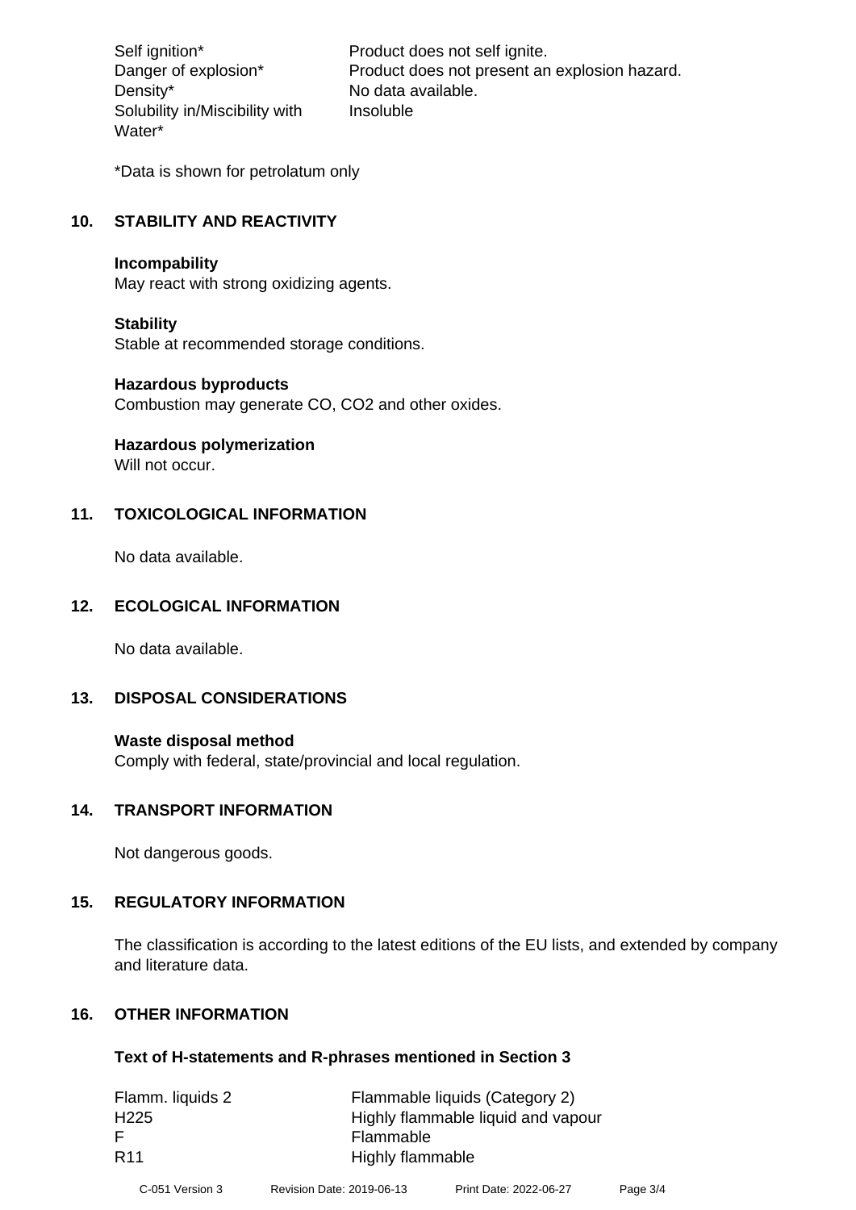| | |
|---|---|
| Self ignition* | Product does not self ignite. |
| Danger of explosion* | Product does not present an explosion hazard. |
| Density* | No data available. |
| Solubility in/Miscibility with Water* | Insoluble |

*Data is shown for petrolatum only

## 10. STABILITY AND REACTIVITY

**Incompability**
May react with strong oxidizing agents.

**Stability**
Stable at recommended storage conditions.

**Hazardous byproducts**
Combustion may generate CO, $CO_2$ and other oxides.

**Hazardous polymerization**
Will not occur.

## 11. TOXICOLOGICAL INFORMATION

No data available.

## 12. ECOLOGICAL INFORMATION

No data available.

## 13. DISPOSAL CONSIDERATIONS

**Waste disposal method**
Comply with federal, state/provincial and local regulation.

## 14. TRANSPORT INFORMATION

Not dangerous goods.

## 15. REGULATORY INFORMATION

The classification is according to the latest editions of the EU lists, and extended by company and literature data.

## 16. OTHER INFORMATION

**Text of H-statements and R-phrases mentioned in Section 3**

| | |
|---|---|
| Flamm. liquids 2 | Flammable liquids (Category 2) |
| H225 | Highly flammable liquid and vapour |
| F | Flammable |
| R11 | Highly flammable |

C-051 Version 3 Revision Date: 2019-06-13 Print Date: 2022-06-27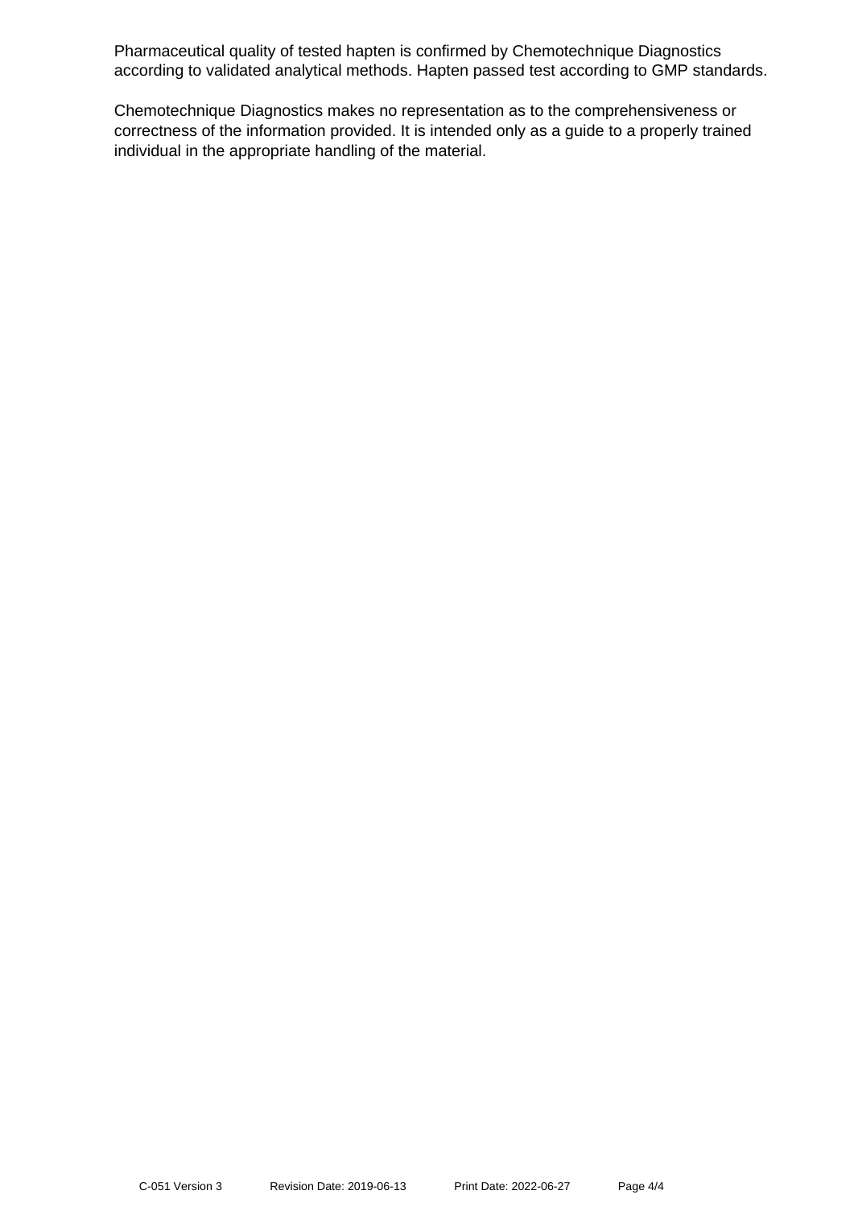Pharmaceutical quality of tested hapten is confirmed by Chemotechnique Diagnostics according to validated analytical methods. Hapten passed test according to GMP standards.

Chemotechnique Diagnostics makes no representation as to the comprehensiveness or correctness of the information provided. It is intended only as a guide to a properly trained individual in the appropriate handling of the material.